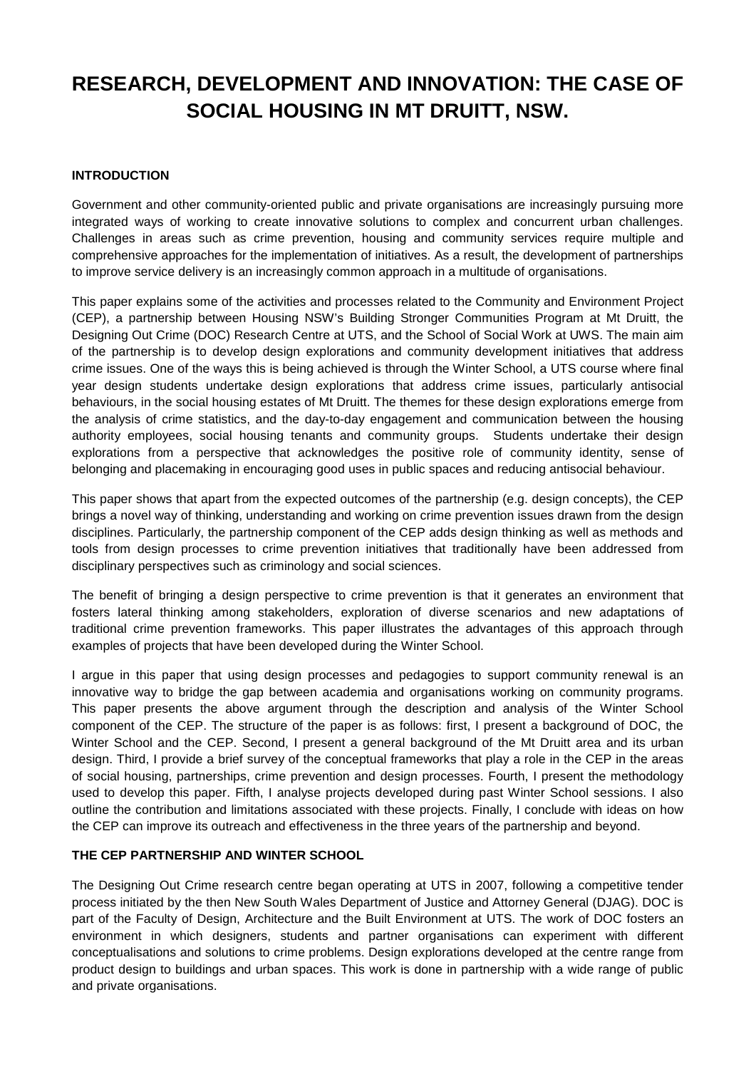# RESEARCH, DEVELOPMENT AND INNOVATION: THE CASE OF SOCIAL HOUSING IN MT DRUITT, NSW.

## INTRODUCTION

Government and other community-oriented public and private organisations are increasingly pursuing more integrated ways of working to create innovative solutions to complex and concurrent urban challenges. Challenges in areas such as crime prevention, housing and community services require multiple and comprehensive approaches for the implementation of initiatives. As a result, the development of partnerships to improve service delivery is an increasingly common approach in a multitude of organisations.

This paper explains some of the activities and processes related to the Community and Environment Project (CEP), a partnership between Housing NSW's Building Stronger Communities Program at Mt Druitt, the Designing Out Crime (DOC) Research Centre at UTS, and the School of Social Work at UWS. The main aim of the partnership is to develop design explorations and community development initiatives that address crime issues. One of the ways this is being achieved is through the Winter School, a UTS course where final year design students undertake design explorations that address crime issues, particularly antisocial behaviours, in the social housing estates of Mt Druitt. The themes for these design explorations emerge from the analysis of crime statistics, and the day-to-day engagement and communication between the housing authority employees, social housing tenants and community groups. Students undertake their design explorations from a perspective that acknowledges the positive role of community identity, sense of belonging and placemaking in encouraging good uses in public spaces and reducing antisocial behaviour.

This paper shows that apart from the expected outcomes of the partnership (e.g. design concepts), the CEP brings a novel way of thinking, understanding and working on crime prevention issues drawn from the design disciplines. Particularly, the partnership component of the CEP adds design thinking as well as methods and tools from design processes to crime prevention initiatives that traditionally have been addressed from disciplinary perspectives such as criminology and social sciences.

The benefit of bringing a design perspective to crime prevention is that it generates an environment that fosters lateral thinking among stakeholders, exploration of diverse scenarios and new adaptations of traditional crime prevention frameworks. This paper illustrates the advantages of this approach through examples of projects that have been developed during the Winter School.

I argue in this paper that using design processes and pedagogies to support community renewal is an innovative way to bridge the gap between academia and organisations working on community programs. This paper presents the above argument through the description and analysis of the Winter School component of the CEP. The structure of the paper is as follows: first, I present a background of DOC, the Winter School and the CEP. Second, I present a general background of the Mt Druitt area and its urban design. Third, I provide a brief survey of the conceptual frameworks that play a role in the CEP in the areas of social housing, partnerships, crime prevention and design processes. Fourth, I present the methodology used to develop this paper. Fifth, I analyse projects developed during past Winter School sessions. I also outline the contribution and limitations associated with these projects. Finally, I conclude with ideas on how the CEP can improve its outreach and effectiveness in the three years of the partnership and beyond.

## THE CEP PARTNERSHIP AND WINTER SCHOOL

The Designing Out Crime research centre began operating at UTS in 2007, following a competitive tender process initiated by the then New South Wales Department of Justice and Attorney General (DJAG). DOC is part of the Faculty of Design, Architecture and the Built Environment at UTS. The work of DOC fosters an environment in which designers, students and partner organisations can experiment with different conceptualisations and solutions to crime problems. Design explorations developed at the centre range from product design to buildings and urban spaces. This work is done in partnership with a wide range of public and private organisations.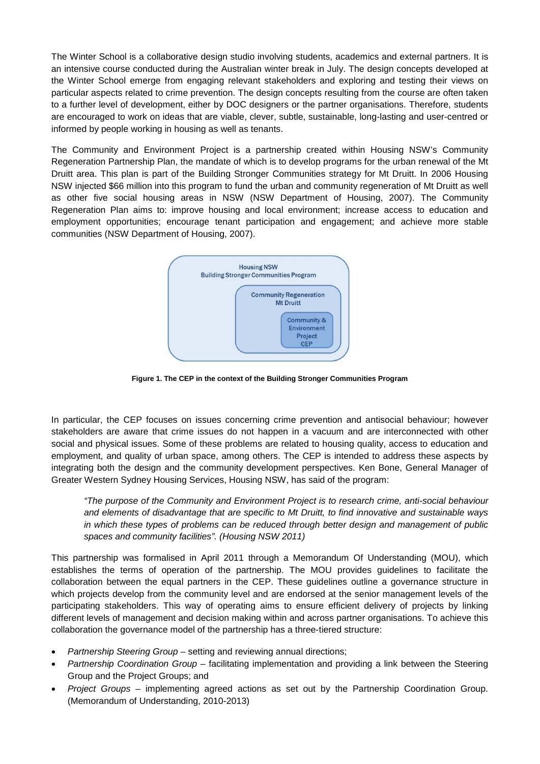The Winter School is a collaborative design studio involving students, academics and external partners. It is an intensive course conducted during the Australian winter break in July. The design concepts developed at the Winter School emerge from engaging relevant stakeholders and exploring and testing their views on particular aspects related to crime prevention. The design concepts resulting from the course are often taken to a further level of development, either by DOC designers or the partner organisations. Therefore, students are encouraged to work on ideas that are viable, clever, subtle, sustainable, long-lasting and user-centred or informed by people working in housing as well as tenants.

The Community and Environment Project is a partnership created within Housing NSW's Community Regeneration Partnership Plan, the mandate of which is to develop programs for the urban renewal of the Mt Druitt area. This plan is part of the Building Stronger Communities strategy for Mt Druitt. In 2006 Housing NSW injected $66 million into this program to fund the urban and community regeneration of Mt Druitt as well as other five social housing areas in NSW (NSW Department of Housing, 2007). The Community Regeneration Plan aims to: improve housing and local environment; increase access to education and employment opportunities; encourage tenant participation and engagement; and achieve more stable communities (NSW Department of Housing, 2007).

**Figure 1. The CEP in the context of the Building Stronger Communities Program**

In particular, the CEP focuses on issues concerning crime prevention and antisocial behaviour; however stakeholders are aware that crime issues do not happen in a vacuum and are interconnected with other social and physical issues. Some of these problems are related to housing quality, access to education and employment, and quality of urban space, among others. The CEP is intended to address these aspects by integrating both the design and the community development perspectives. Ken Bone, General Manager of Greater Western Sydney Housing Services, Housing NSW, has said of the program:

> *"The purpose of the Community and Environment Project is to research crime, anti-social behaviour and elements of disadvantage that are specific to Mt Druitt, to find innovative and sustainable ways in which these types of problems can be reduced through better design and management of public spaces and community facilities". (Housing NSW 2011)*

This partnership was formalised in April 2011 through a Memorandum Of Understanding (MOU), which establishes the terms of operation of the partnership. The MOU provides guidelines to facilitate the collaboration between the equal partners in the CEP. These guidelines outline a governance structure in which projects develop from the community level and are endorsed at the senior management levels of the participating stakeholders. This way of operating aims to ensure efficient delivery of projects by linking different levels of management and decision making within and across partner organisations. To achieve this collaboration the governance model of the partnership has a three-tiered structure:

- *Partnership Steering Group* – setting and reviewing annual directions;
- *Partnership Coordination Group* – facilitating implementation and providing a link between the Steering Group and the Project Groups; and
- *Project Groups* – implementing agreed actions as set out by the Partnership Coordination Group. (Memorandum of Understanding, 2010-2013)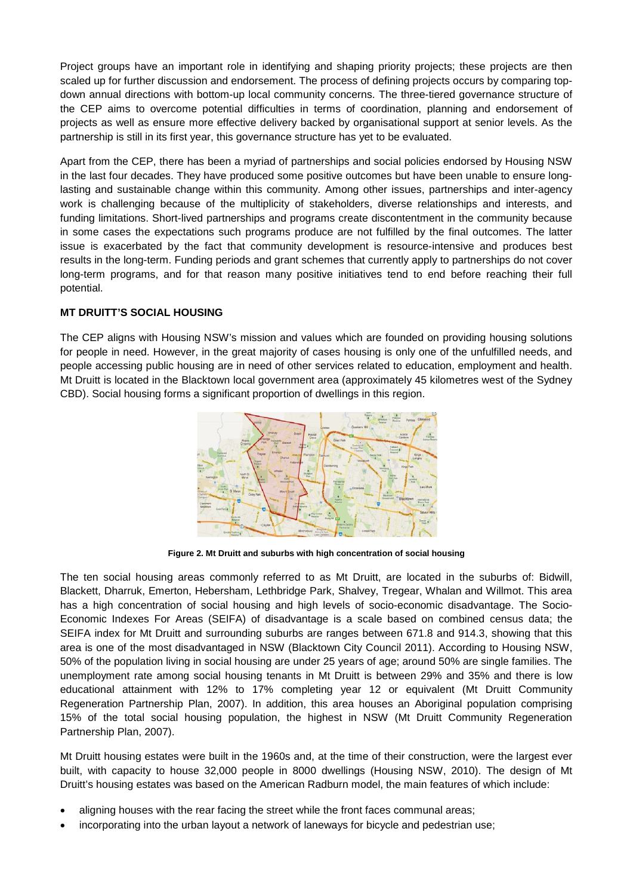Project groups have an important role in identifying and shaping priority projects; these projects are then scaled up for further discussion and endorsement. The process of defining projects occurs by comparing top-down annual directions with bottom-up local community concerns. The three-tiered governance structure of the CEP aims to overcome potential difficulties in terms of coordination, planning and endorsement of projects as well as ensure more effective delivery backed by organisational support at senior levels. As the partnership is still in its first year, this governance structure has yet to be evaluated.

Apart from the CEP, there has been a myriad of partnerships and social policies endorsed by Housing NSW in the last four decades. They have produced some positive outcomes but have been unable to ensure long-lasting and sustainable change within this community. Among other issues, partnerships and inter-agency work is challenging because of the multiplicity of stakeholders, diverse relationships and interests, and funding limitations. Short-lived partnerships and programs create discontentment in the community because in some cases the expectations such programs produce are not fulfilled by the final outcomes. The latter issue is exacerbated by the fact that community development is resource-intensive and produces best results in the long-term. Funding periods and grant schemes that currently apply to partnerships do not cover long-term programs, and for that reason many positive initiatives tend to end before reaching their full potential.

**MT DRUITT'S SOCIAL HOUSING**

The CEP aligns with Housing NSW's mission and values which are founded on providing housing solutions for people in need. However, in the great majority of cases housing is only one of the unfulfilled needs, and people accessing public housing are in need of other services related to education, employment and health. Mt Druitt is located in the Blacktown local government area (approximately 45 kilometres west of the Sydney CBD). Social housing forms a significant proportion of dwellings in this region.

**Figure 2. Mt Druitt and suburbs with high concentration of social housing**

The ten social housing areas commonly referred to as Mt Druitt, are located in the suburbs of: Bidwill, Blackett, Dharruk, Emerton, Hebersham, Lethbridge Park, Shalvey, Tregear, Whalan and Willmot. This area has a high concentration of social housing and high levels of socio-economic disadvantage. The Socio-Economic Indexes For Areas (SEIFA) of disadvantage is a scale based on combined census data; the SEIFA index for Mt Druitt and surrounding suburbs are ranges between 671.8 and 914.3, showing that this area is one of the most disadvantaged in NSW (Blacktown City Council 2011). According to Housing NSW, 50% of the population living in social housing are under 25 years of age; around 50% are single families. The unemployment rate among social housing tenants in Mt Druitt is between 29% and 35% and there is low educational attainment with 12% to 17% completing year 12 or equivalent (Mt Druitt Community Regeneration Partnership Plan, 2007). In addition, this area houses an Aboriginal population comprising 15% of the total social housing population, the highest in NSW (Mt Druitt Community Regeneration Partnership Plan, 2007).

Mt Druitt housing estates were built in the 1960s and, at the time of their construction, were the largest ever built, with capacity to house 32,000 people in 8000 dwellings (Housing NSW, 2010). The design of Mt Druitt's housing estates was based on the American Radburn model, the main features of which include:

- aligning houses with the rear facing the street while the front faces communal areas;
- incorporating into the urban layout a network of laneways for bicycle and pedestrian use;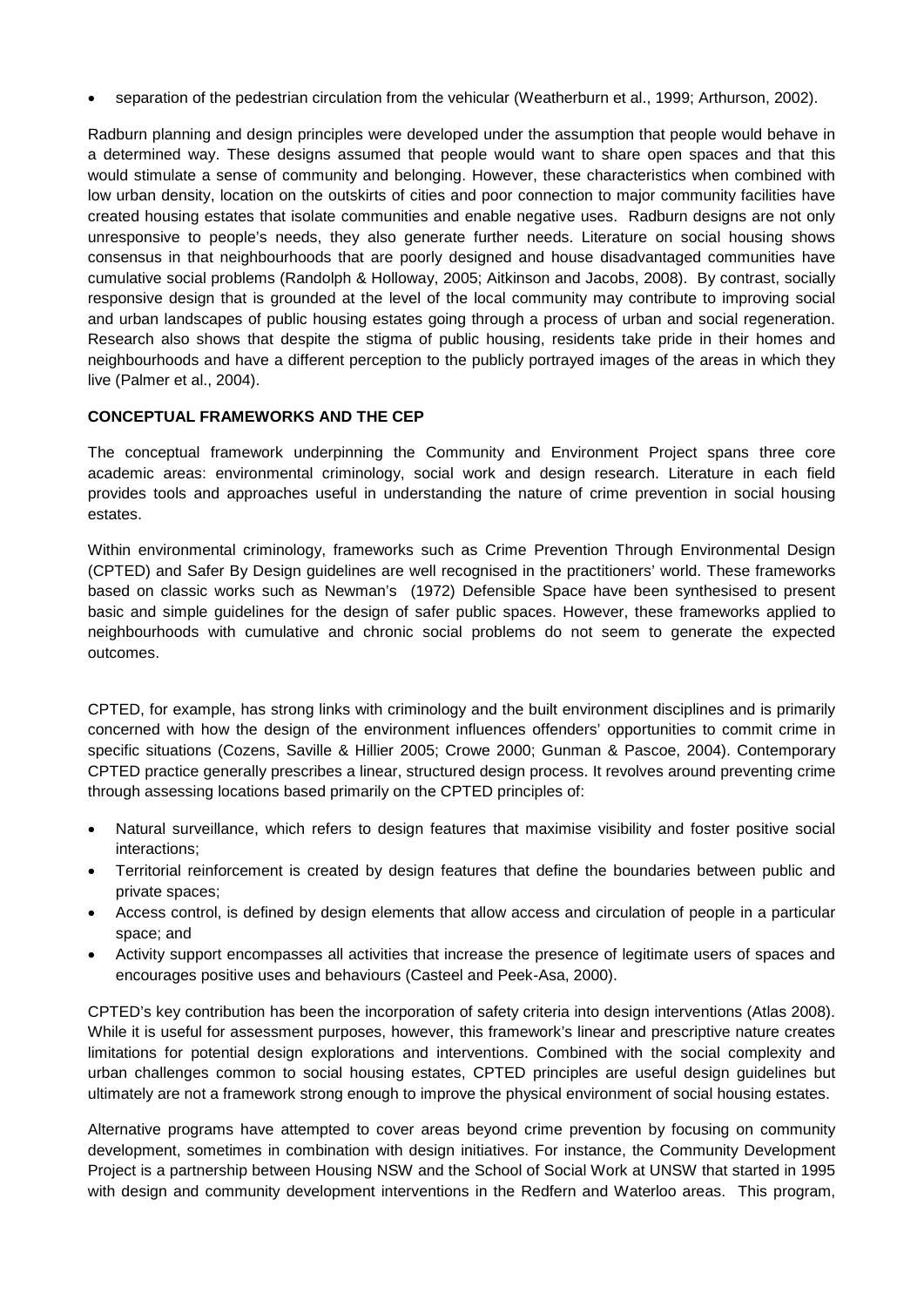- separation of the pedestrian circulation from the vehicular (Weatherburn et al., 1999; Arthurson, 2002).

Radburn planning and design principles were developed under the assumption that people would behave in a determined way. These designs assumed that people would want to share open spaces and that this would stimulate a sense of community and belonging. However, these characteristics when combined with low urban density, location on the outskirts of cities and poor connection to major community facilities have created housing estates that isolate communities and enable negative uses. Radburn designs are not only unresponsive to people's needs, they also generate further needs. Literature on social housing shows consensus in that neighbourhoods that are poorly designed and house disadvantaged communities have cumulative social problems (Randolph & Holloway, 2005; Aitkinson and Jacobs, 2008). By contrast, socially responsive design that is grounded at the level of the local community may contribute to improving social and urban landscapes of public housing estates going through a process of urban and social regeneration. Research also shows that despite the stigma of public housing, residents take pride in their homes and neighbourhoods and have a different perception to the publicly portrayed images of the areas in which they live (Palmer et al., 2004).

## CONCEPTUAL FRAMEWORKS AND THE CEP

The conceptual framework underpinning the Community and Environment Project spans three core academic areas: environmental criminology, social work and design research. Literature in each field provides tools and approaches useful in understanding the nature of crime prevention in social housing estates.

Within environmental criminology, frameworks such as Crime Prevention Through Environmental Design (CPTED) and Safer By Design guidelines are well recognised in the practitioners' world. These frameworks based on classic works such as Newman's (1972) Defensible Space have been synthesised to present basic and simple guidelines for the design of safer public spaces. However, these frameworks applied to neighbourhoods with cumulative and chronic social problems do not seem to generate the expected outcomes.

CPTED, for example, has strong links with criminology and the built environment disciplines and is primarily concerned with how the design of the environment influences offenders' opportunities to commit crime in specific situations (Cozens, Saville & Hillier 2005; Crowe 2000; Gunman & Pascoe, 2004). Contemporary CPTED practice generally prescribes a linear, structured design process. It revolves around preventing crime through assessing locations based primarily on the CPTED principles of:

- Natural surveillance, which refers to design features that maximise visibility and foster positive social interactions;
- Territorial reinforcement is created by design features that define the boundaries between public and private spaces;
- Access control, is defined by design elements that allow access and circulation of people in a particular space; and
- Activity support encompasses all activities that increase the presence of legitimate users of spaces and encourages positive uses and behaviours (Casteel and Peek-Asa, 2000).

CPTED's key contribution has been the incorporation of safety criteria into design interventions (Atlas 2008). While it is useful for assessment purposes, however, this framework's linear and prescriptive nature creates limitations for potential design explorations and interventions. Combined with the social complexity and urban challenges common to social housing estates, CPTED principles are useful design guidelines but ultimately are not a framework strong enough to improve the physical environment of social housing estates.

Alternative programs have attempted to cover areas beyond crime prevention by focusing on community development, sometimes in combination with design initiatives. For instance, the Community Development Project is a partnership between Housing NSW and the School of Social Work at UNSW that started in 1995 with design and community development interventions in the Redfern and Waterloo areas. This program,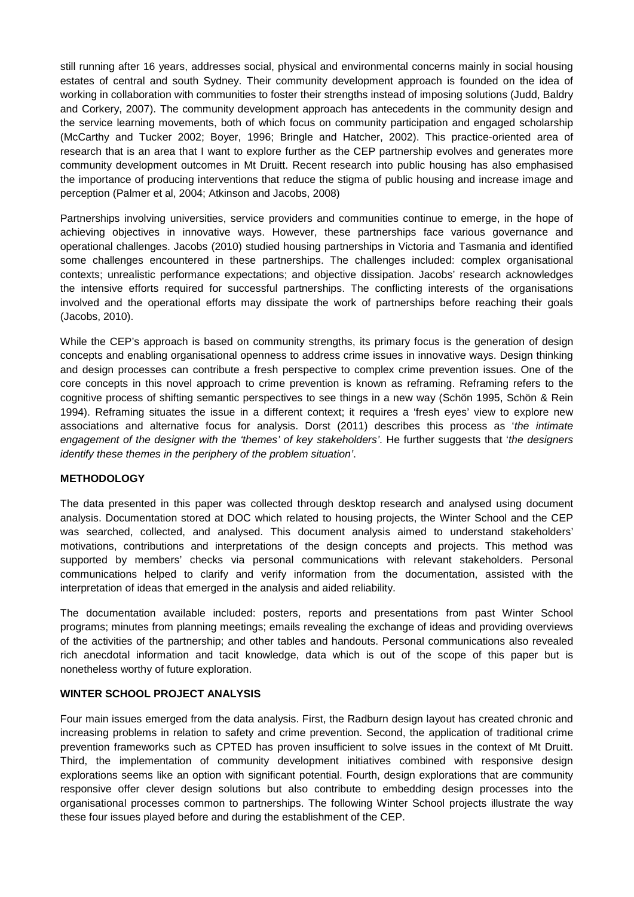still running after 16 years, addresses social, physical and environmental concerns mainly in social housing estates of central and south Sydney. Their community development approach is founded on the idea of working in collaboration with communities to foster their strengths instead of imposing solutions (Judd, Baldry and Corkery, 2007). The community development approach has antecedents in the community design and the service learning movements, both of which focus on community participation and engaged scholarship (McCarthy and Tucker 2002; Boyer, 1996; Bringle and Hatcher, 2002). This practice-oriented area of research that is an area that I want to explore further as the CEP partnership evolves and generates more community development outcomes in Mt Druitt. Recent research into public housing has also emphasised the importance of producing interventions that reduce the stigma of public housing and increase image and perception (Palmer et al, 2004; Atkinson and Jacobs, 2008)

Partnerships involving universities, service providers and communities continue to emerge, in the hope of achieving objectives in innovative ways. However, these partnerships face various governance and operational challenges. Jacobs (2010) studied housing partnerships in Victoria and Tasmania and identified some challenges encountered in these partnerships. The challenges included: complex organisational contexts; unrealistic performance expectations; and objective dissipation. Jacobs' research acknowledges the intensive efforts required for successful partnerships. The conflicting interests of the organisations involved and the operational efforts may dissipate the work of partnerships before reaching their goals (Jacobs, 2010).

While the CEP's approach is based on community strengths, its primary focus is the generation of design concepts and enabling organisational openness to address crime issues in innovative ways. Design thinking and design processes can contribute a fresh perspective to complex crime prevention issues. One of the core concepts in this novel approach to crime prevention is known as reframing. Reframing refers to the cognitive process of shifting semantic perspectives to see things in a new way (Schön 1995, Schön & Rein 1994). Reframing situates the issue in a different context; it requires a 'fresh eyes' view to explore new associations and alternative focus for analysis. Dorst (2011) describes this process as '*the intimate engagement of the designer with the 'themes' of key stakeholders'*. He further suggests that '*the designers identify these themes in the periphery of the problem situation'*.

## METHODOLOGY

The data presented in this paper was collected through desktop research and analysed using document analysis. Documentation stored at DOC which related to housing projects, the Winter School and the CEP was searched, collected, and analysed. This document analysis aimed to understand stakeholders' motivations, contributions and interpretations of the design concepts and projects. This method was supported by members' checks via personal communications with relevant stakeholders. Personal communications helped to clarify and verify information from the documentation, assisted with the interpretation of ideas that emerged in the analysis and aided reliability.

The documentation available included: posters, reports and presentations from past Winter School programs; minutes from planning meetings; emails revealing the exchange of ideas and providing overviews of the activities of the partnership; and other tables and handouts. Personal communications also revealed rich anecdotal information and tacit knowledge, data which is out of the scope of this paper but is nonetheless worthy of future exploration.

## WINTER SCHOOL PROJECT ANALYSIS

Four main issues emerged from the data analysis. First, the Radburn design layout has created chronic and increasing problems in relation to safety and crime prevention. Second, the application of traditional crime prevention frameworks such as CPTED has proven insufficient to solve issues in the context of Mt Druitt. Third, the implementation of community development initiatives combined with responsive design explorations seems like an option with significant potential. Fourth, design explorations that are community responsive offer clever design solutions but also contribute to embedding design processes into the organisational processes common to partnerships. The following Winter School projects illustrate the way these four issues played before and during the establishment of the CEP.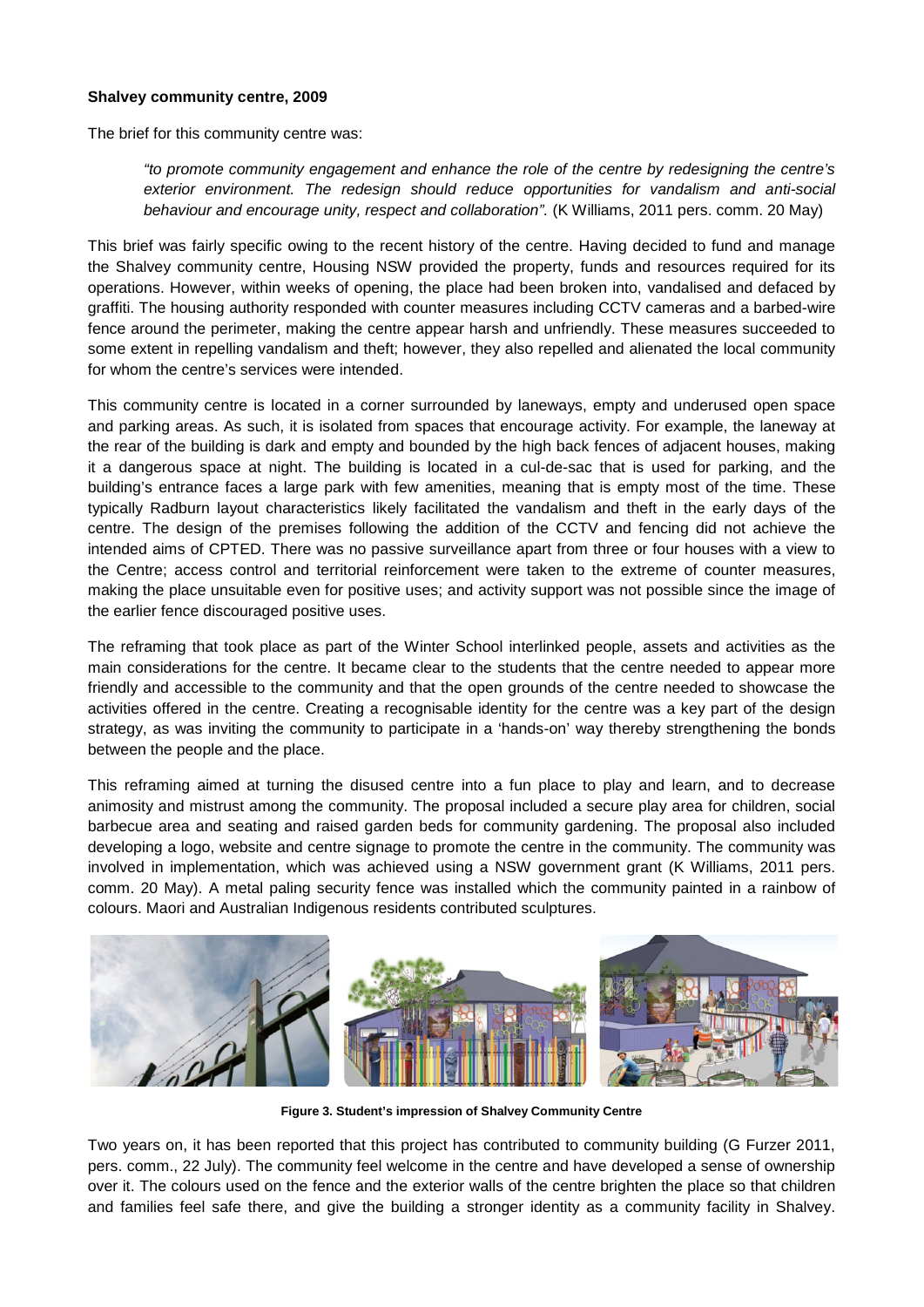**Shalvey community centre, 2009**

The brief for this community centre was:

> *"to promote community engagement and enhance the role of the centre by redesigning the centre's exterior environment. The redesign should reduce opportunities for vandalism and anti-social behaviour and encourage unity, respect and collaboration".* (K Williams, 2011 pers. comm. 20 May)

This brief was fairly specific owing to the recent history of the centre. Having decided to fund and manage the Shalvey community centre, Housing NSW provided the property, funds and resources required for its operations. However, within weeks of opening, the place had been broken into, vandalised and defaced by graffiti. The housing authority responded with counter measures including CCTV cameras and a barbed-wire fence around the perimeter, making the centre appear harsh and unfriendly. These measures succeeded to some extent in repelling vandalism and theft; however, they also repelled and alienated the local community for whom the centre's services were intended.

This community centre is located in a corner surrounded by laneways, empty and underused open space and parking areas. As such, it is isolated from spaces that encourage activity. For example, the laneway at the rear of the building is dark and empty and bounded by the high back fences of adjacent houses, making it a dangerous space at night. The building is located in a cul-de-sac that is used for parking, and the building's entrance faces a large park with few amenities, meaning that is empty most of the time. These typically Radburn layout characteristics likely facilitated the vandalism and theft in the early days of the centre. The design of the premises following the addition of the CCTV and fencing did not achieve the intended aims of CPTED. There was no passive surveillance apart from three or four houses with a view to the Centre; access control and territorial reinforcement were taken to the extreme of counter measures, making the place unsuitable even for positive uses; and activity support was not possible since the image of the earlier fence discouraged positive uses.

The reframing that took place as part of the Winter School interlinked people, assets and activities as the main considerations for the centre. It became clear to the students that the centre needed to appear more friendly and accessible to the community and that the open grounds of the centre needed to showcase the activities offered in the centre. Creating a recognisable identity for the centre was a key part of the design strategy, as was inviting the community to participate in a 'hands-on' way thereby strengthening the bonds between the people and the place.

This reframing aimed at turning the disused centre into a fun place to play and learn, and to decrease animosity and mistrust among the community. The proposal included a secure play area for children, social barbecue area and seating and raised garden beds for community gardening. The proposal also included developing a logo, website and centre signage to promote the centre in the community. The community was involved in implementation, which was achieved using a NSW government grant (K Williams, 2011 pers. comm. 20 May). A metal paling security fence was installed which the community painted in a rainbow of colours. Maori and Australian Indigenous residents contributed sculptures.

**Figure 3. Student's impression of Shalvey Community Centre**

Two years on, it has been reported that this project has contributed to community building (G Furzer 2011, pers. comm., 22 July). The community feel welcome in the centre and have developed a sense of ownership over it. The colours used on the fence and the exterior walls of the centre brighten the place so that children and families feel safe there, and give the building a stronger identity as a community facility in Shalvey.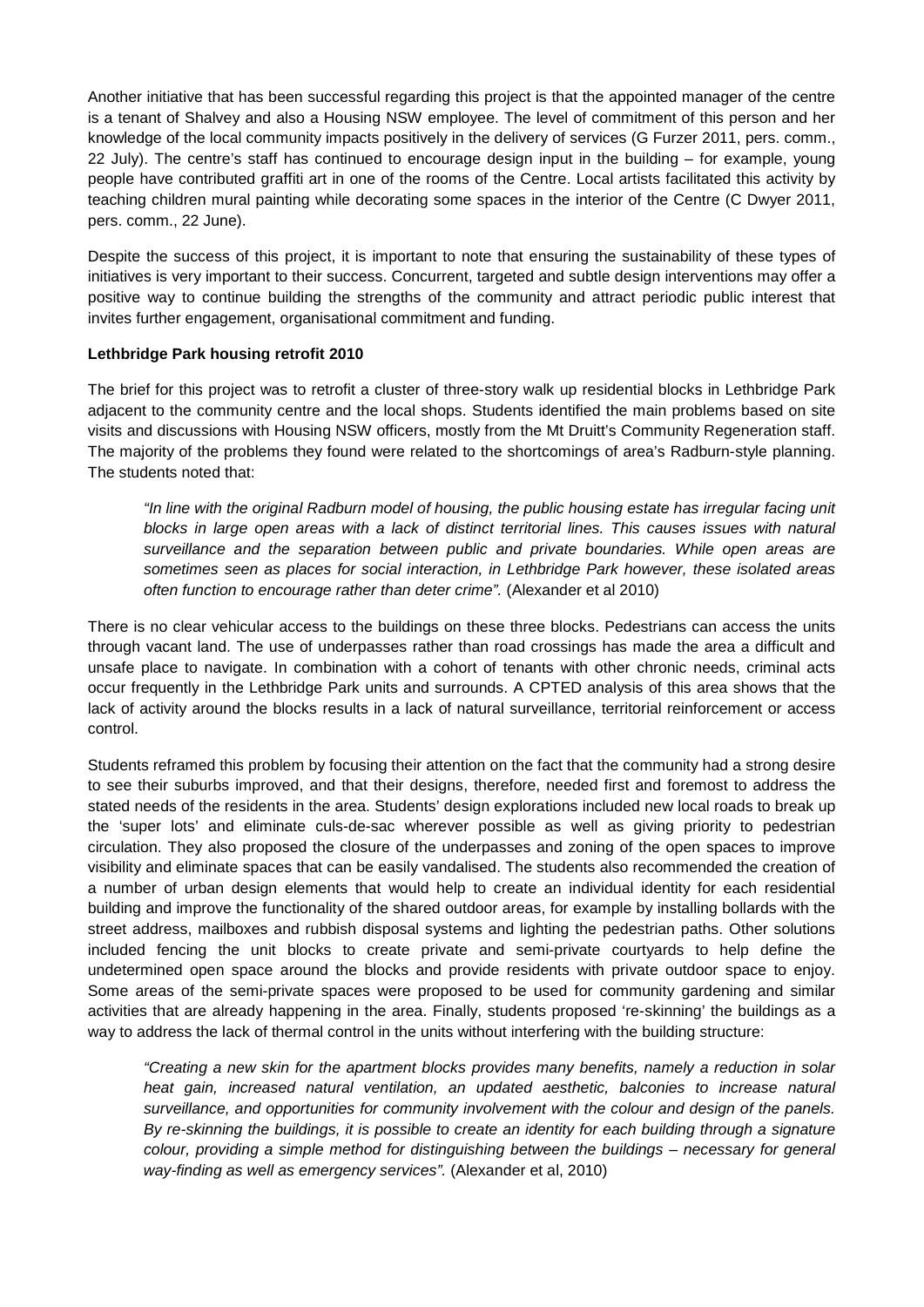Another initiative that has been successful regarding this project is that the appointed manager of the centre is a tenant of Shalvey and also a Housing NSW employee. The level of commitment of this person and her knowledge of the local community impacts positively in the delivery of services (G Furzer 2011, pers. comm., 22 July). The centre's staff has continued to encourage design input in the building – for example, young people have contributed graffiti art in one of the rooms of the Centre. Local artists facilitated this activity by teaching children mural painting while decorating some spaces in the interior of the Centre (C Dwyer 2011, pers. comm., 22 June).

Despite the success of this project, it is important to note that ensuring the sustainability of these types of initiatives is very important to their success. Concurrent, targeted and subtle design interventions may offer a positive way to continue building the strengths of the community and attract periodic public interest that invites further engagement, organisational commitment and funding.

**Lethbridge Park housing retrofit 2010**

The brief for this project was to retrofit a cluster of three-story walk up residential blocks in Lethbridge Park adjacent to the community centre and the local shops. Students identified the main problems based on site visits and discussions with Housing NSW officers, mostly from the Mt Druitt's Community Regeneration staff. The majority of the problems they found were related to the shortcomings of area's Radburn-style planning. The students noted that:

> *"In line with the original Radburn model of housing, the public housing estate has irregular facing unit blocks in large open areas with a lack of distinct territorial lines. This causes issues with natural surveillance and the separation between public and private boundaries. While open areas are sometimes seen as places for social interaction, in Lethbridge Park however, these isolated areas often function to encourage rather than deter crime".* (Alexander et al 2010)

There is no clear vehicular access to the buildings on these three blocks. Pedestrians can access the units through vacant land. The use of underpasses rather than road crossings has made the area a difficult and unsafe place to navigate. In combination with a cohort of tenants with other chronic needs, criminal acts occur frequently in the Lethbridge Park units and surrounds. A CPTED analysis of this area shows that the lack of activity around the blocks results in a lack of natural surveillance, territorial reinforcement or access control.

Students reframed this problem by focusing their attention on the fact that the community had a strong desire to see their suburbs improved, and that their designs, therefore, needed first and foremost to address the stated needs of the residents in the area. Students' design explorations included new local roads to break up the 'super lots' and eliminate culs-de-sac wherever possible as well as giving priority to pedestrian circulation. They also proposed the closure of the underpasses and zoning of the open spaces to improve visibility and eliminate spaces that can be easily vandalised. The students also recommended the creation of a number of urban design elements that would help to create an individual identity for each residential building and improve the functionality of the shared outdoor areas, for example by installing bollards with the street address, mailboxes and rubbish disposal systems and lighting the pedestrian paths. Other solutions included fencing the unit blocks to create private and semi-private courtyards to help define the undetermined open space around the blocks and provide residents with private outdoor space to enjoy. Some areas of the semi-private spaces were proposed to be used for community gardening and similar activities that are already happening in the area. Finally, students proposed 're-skinning' the buildings as a way to address the lack of thermal control in the units without interfering with the building structure:

> *"Creating a new skin for the apartment blocks provides many benefits, namely a reduction in solar heat gain, increased natural ventilation, an updated aesthetic, balconies to increase natural surveillance, and opportunities for community involvement with the colour and design of the panels. By re-skinning the buildings, it is possible to create an identity for each building through a signature colour, providing a simple method for distinguishing between the buildings – necessary for general way-finding as well as emergency services".* (Alexander et al, 2010)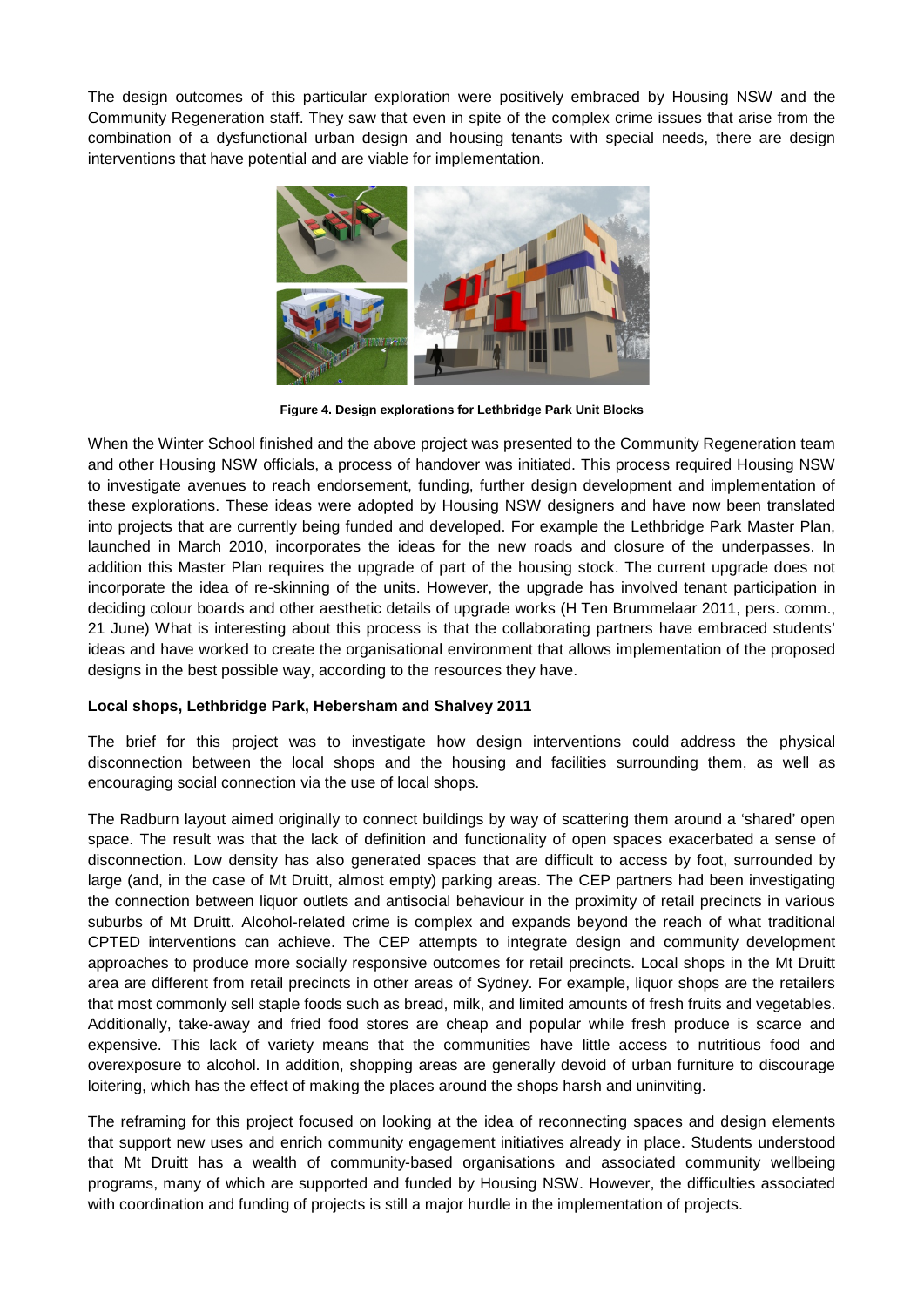The design outcomes of this particular exploration were positively embraced by Housing NSW and the Community Regeneration staff. They saw that even in spite of the complex crime issues that arise from the combination of a dysfunctional urban design and housing tenants with special needs, there are design interventions that have potential and are viable for implementation.

**Figure 4. Design explorations for Lethbridge Park Unit Blocks**

When the Winter School finished and the above project was presented to the Community Regeneration team and other Housing NSW officials, a process of handover was initiated. This process required Housing NSW to investigate avenues to reach endorsement, funding, further design development and implementation of these explorations. These ideas were adopted by Housing NSW designers and have now been translated into projects that are currently being funded and developed. For example the Lethbridge Park Master Plan, launched in March 2010, incorporates the ideas for the new roads and closure of the underpasses. In addition this Master Plan requires the upgrade of part of the housing stock. The current upgrade does not incorporate the idea of re-skinning of the units. However, the upgrade has involved tenant participation in deciding colour boards and other aesthetic details of upgrade works (H Ten Brummelaar 2011, pers. comm., 21 June) What is interesting about this process is that the collaborating partners have embraced students' ideas and have worked to create the organisational environment that allows implementation of the proposed designs in the best possible way, according to the resources they have.

**Local shops, Lethbridge Park, Hebersham and Shalvey 2011**

The brief for this project was to investigate how design interventions could address the physical disconnection between the local shops and the housing and facilities surrounding them, as well as encouraging social connection via the use of local shops.

The Radburn layout aimed originally to connect buildings by way of scattering them around a 'shared' open space. The result was that the lack of definition and functionality of open spaces exacerbated a sense of disconnection. Low density has also generated spaces that are difficult to access by foot, surrounded by large (and, in the case of Mt Druitt, almost empty) parking areas. The CEP partners had been investigating the connection between liquor outlets and antisocial behaviour in the proximity of retail precincts in various suburbs of Mt Druitt. Alcohol-related crime is complex and expands beyond the reach of what traditional CPTED interventions can achieve. The CEP attempts to integrate design and community development approaches to produce more socially responsive outcomes for retail precincts. Local shops in the Mt Druitt area are different from retail precincts in other areas of Sydney. For example, liquor shops are the retailers that most commonly sell staple foods such as bread, milk, and limited amounts of fresh fruits and vegetables. Additionally, take-away and fried food stores are cheap and popular while fresh produce is scarce and expensive. This lack of variety means that the communities have little access to nutritious food and overexposure to alcohol. In addition, shopping areas are generally devoid of urban furniture to discourage loitering, which has the effect of making the places around the shops harsh and uninviting.

The reframing for this project focused on looking at the idea of reconnecting spaces and design elements that support new uses and enrich community engagement initiatives already in place. Students understood that Mt Druitt has a wealth of community-based organisations and associated community wellbeing programs, many of which are supported and funded by Housing NSW. However, the difficulties associated with coordination and funding of projects is still a major hurdle in the implementation of projects.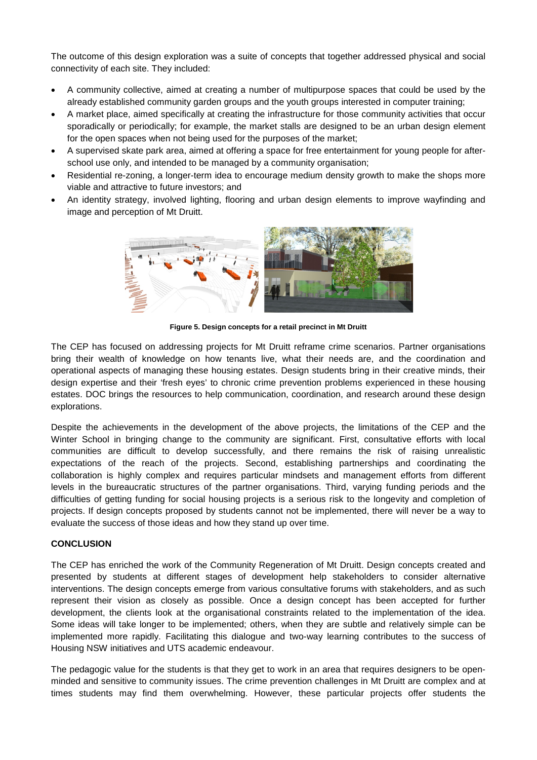The outcome of this design exploration was a suite of concepts that together addressed physical and social connectivity of each site. They included:

- A community collective, aimed at creating a number of multipurpose spaces that could be used by the already established community garden groups and the youth groups interested in computer training;
- A market place, aimed specifically at creating the infrastructure for those community activities that occur sporadically or periodically; for example, the market stalls are designed to be an urban design element for the open spaces when not being used for the purposes of the market;
- A supervised skate park area, aimed at offering a space for free entertainment for young people for after-school use only, and intended to be managed by a community organisation;
- Residential re-zoning, a longer-term idea to encourage medium density growth to make the shops more viable and attractive to future investors; and
- An identity strategy, involved lighting, flooring and urban design elements to improve wayfinding and image and perception of Mt Druitt.

**Figure 5. Design concepts for a retail precinct in Mt Druitt**

The CEP has focused on addressing projects for Mt Druitt reframe crime scenarios. Partner organisations bring their wealth of knowledge on how tenants live, what their needs are, and the coordination and operational aspects of managing these housing estates. Design students bring in their creative minds, their design expertise and their 'fresh eyes' to chronic crime prevention problems experienced in these housing estates. DOC brings the resources to help communication, coordination, and research around these design explorations.

Despite the achievements in the development of the above projects, the limitations of the CEP and the Winter School in bringing change to the community are significant. First, consultative efforts with local communities are difficult to develop successfully, and there remains the risk of raising unrealistic expectations of the reach of the projects. Second, establishing partnerships and coordinating the collaboration is highly complex and requires particular mindsets and management efforts from different levels in the bureaucratic structures of the partner organisations. Third, varying funding periods and the difficulties of getting funding for social housing projects is a serious risk to the longevity and completion of projects. If design concepts proposed by students cannot not be implemented, there will never be a way to evaluate the success of those ideas and how they stand up over time.

**CONCLUSION**

The CEP has enriched the work of the Community Regeneration of Mt Druitt. Design concepts created and presented by students at different stages of development help stakeholders to consider alternative interventions. The design concepts emerge from various consultative forums with stakeholders, and as such represent their vision as closely as possible. Once a design concept has been accepted for further development, the clients look at the organisational constraints related to the implementation of the idea. Some ideas will take longer to be implemented; others, when they are subtle and relatively simple can be implemented more rapidly. Facilitating this dialogue and two-way learning contributes to the success of Housing NSW initiatives and UTS academic endeavour.

The pedagogic value for the students is that they get to work in an area that requires designers to be open-minded and sensitive to community issues. The crime prevention challenges in Mt Druitt are complex and at times students may find them overwhelming. However, these particular projects offer students the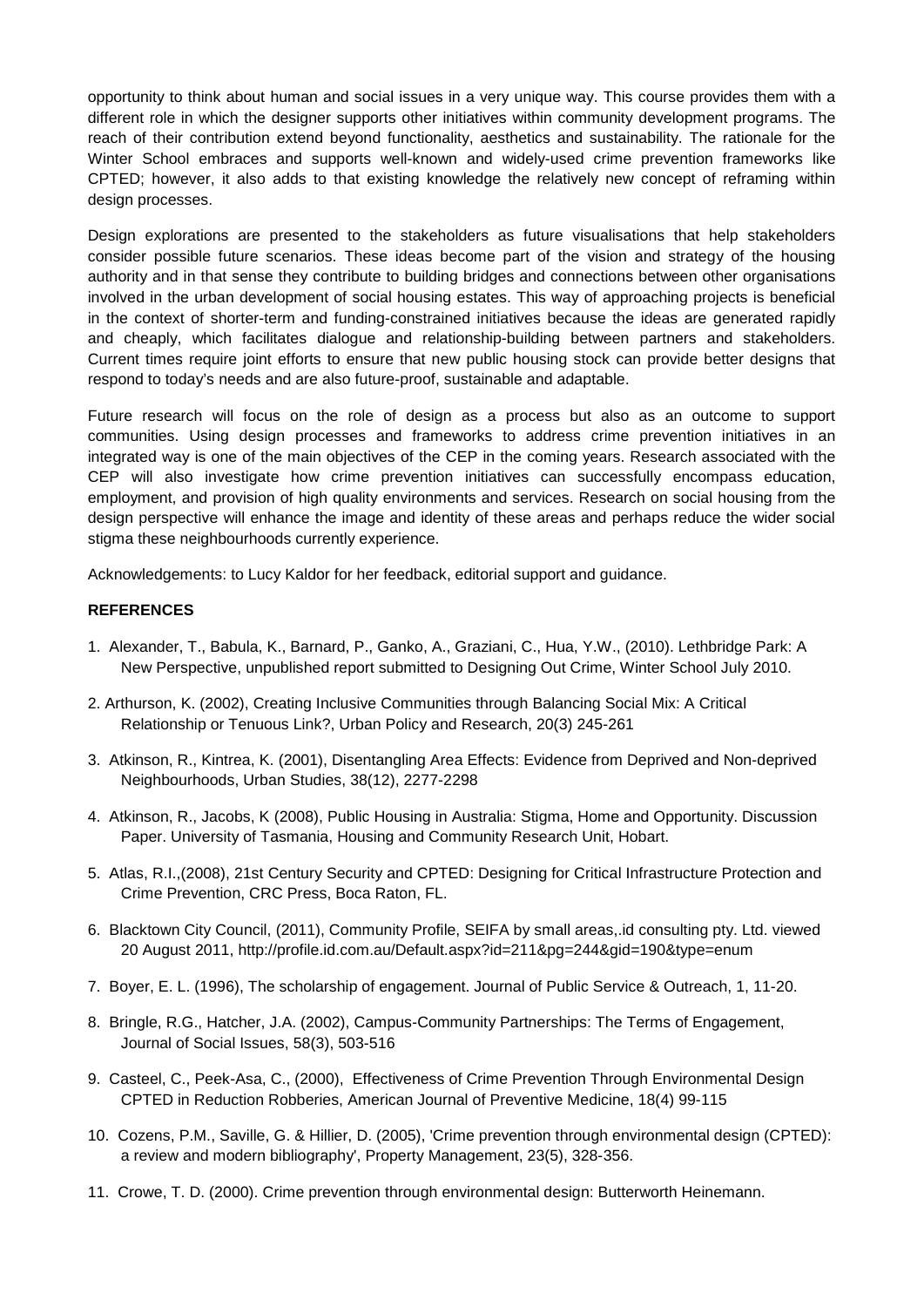opportunity to think about human and social issues in a very unique way. This course provides them with a different role in which the designer supports other initiatives within community development programs. The reach of their contribution extend beyond functionality, aesthetics and sustainability. The rationale for the Winter School embraces and supports well-known and widely-used crime prevention frameworks like CPTED; however, it also adds to that existing knowledge the relatively new concept of reframing within design processes.

Design explorations are presented to the stakeholders as future visualisations that help stakeholders consider possible future scenarios. These ideas become part of the vision and strategy of the housing authority and in that sense they contribute to building bridges and connections between other organisations involved in the urban development of social housing estates. This way of approaching projects is beneficial in the context of shorter-term and funding-constrained initiatives because the ideas are generated rapidly and cheaply, which facilitates dialogue and relationship-building between partners and stakeholders. Current times require joint efforts to ensure that new public housing stock can provide better designs that respond to today's needs and are also future-proof, sustainable and adaptable.

Future research will focus on the role of design as a process but also as an outcome to support communities. Using design processes and frameworks to address crime prevention initiatives in an integrated way is one of the main objectives of the CEP in the coming years. Research associated with the CEP will also investigate how crime prevention initiatives can successfully encompass education, employment, and provision of high quality environments and services. Research on social housing from the design perspective will enhance the image and identity of these areas and perhaps reduce the wider social stigma these neighbourhoods currently experience.

Acknowledgements: to Lucy Kaldor for her feedback, editorial support and guidance.

**REFERENCES**

1. Alexander, T., Babula, K., Barnard, P., Ganko, A., Graziani, C., Hua, Y.W., (2010). Lethbridge Park: A New Perspective, unpublished report submitted to Designing Out Crime, Winter School July 2010.
2. Arthurson, K. (2002), Creating Inclusive Communities through Balancing Social Mix: A Critical Relationship or Tenuous Link?, Urban Policy and Research, 20(3) 245-261
3. Atkinson, R., Kintrea, K. (2001), Disentangling Area Effects: Evidence from Deprived and Non-deprived Neighbourhoods, Urban Studies, 38(12), 2277-2298
4. Atkinson, R., Jacobs, K (2008), Public Housing in Australia: Stigma, Home and Opportunity. Discussion Paper. University of Tasmania, Housing and Community Research Unit, Hobart.
5. Atlas, R.I.,(2008), 21st Century Security and CPTED: Designing for Critical Infrastructure Protection and Crime Prevention, CRC Press, Boca Raton, FL.
6. Blacktown City Council, (2011), Community Profile, SEIFA by small areas,.id consulting pty. Ltd. viewed 20 August 2011, http://profile.id.com.au/Default.aspx?id=211&pg=244&gid=190&type=enum
7. Boyer, E. L. (1996), The scholarship of engagement. Journal of Public Service & Outreach, 1, 11-20.
8. Bringle, R.G., Hatcher, J.A. (2002), Campus-Community Partnerships: The Terms of Engagement, Journal of Social Issues, 58(3), 503-516
9. Casteel, C., Peek-Asa, C., (2000), Effectiveness of Crime Prevention Through Environmental Design CPTED in Reduction Robberies, American Journal of Preventive Medicine, 18(4) 99-115
10. Cozens, P.M., Saville, G. & Hillier, D. (2005), 'Crime prevention through environmental design (CPTED): a review and modern bibliography', Property Management, 23(5), 328-356.
11. Crowe, T. D. (2000). Crime prevention through environmental design: Butterworth Heinemann.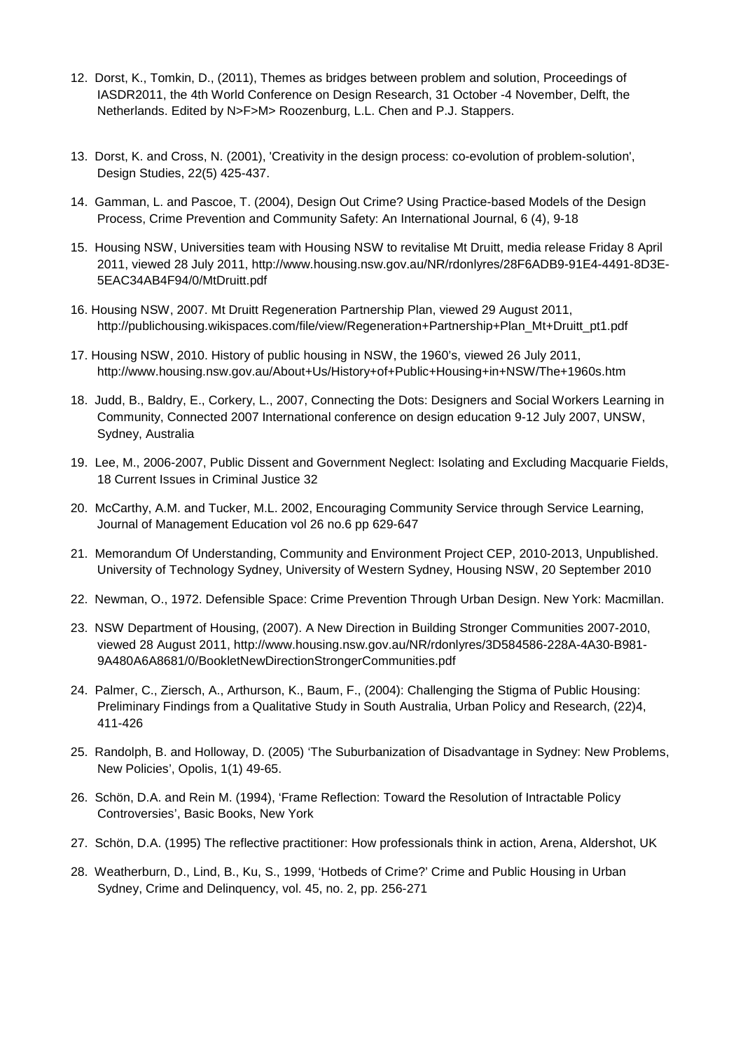12. Dorst, K., Tomkin, D., (2011), Themes as bridges between problem and solution, Proceedings of IASDR2011, the 4th World Conference on Design Research, 31 October -4 November, Delft, the Netherlands. Edited by N>F>M> Roozenburg, L.L. Chen and P.J. Stappers.

13. Dorst, K. and Cross, N. (2001), 'Creativity in the design process: co-evolution of problem-solution', Design Studies, 22(5) 425-437.

14. Gamman, L. and Pascoe, T. (2004), Design Out Crime? Using Practice-based Models of the Design Process, Crime Prevention and Community Safety: An International Journal, 6 (4), 9-18

15. Housing NSW, Universities team with Housing NSW to revitalise Mt Druitt, media release Friday 8 April 2011, viewed 28 July 2011, http://www.housing.nsw.gov.au/NR/rdonlyres/28F6ADB9-91E4-4491-8D3E-5EAC34AB4F94/0/MtDruitt.pdf

16. Housing NSW, 2007. Mt Druitt Regeneration Partnership Plan, viewed 29 August 2011, http://publichousing.wikispaces.com/file/view/Regeneration+Partnership+Plan_Mt+Druitt_pt1.pdf

17. Housing NSW, 2010. History of public housing in NSW, the 1960's, viewed 26 July 2011, http://www.housing.nsw.gov.au/About+Us/History+of+Public+Housing+in+NSW/The+1960s.htm

18. Judd, B., Baldry, E., Corkery, L., 2007, Connecting the Dots: Designers and Social Workers Learning in Community, Connected 2007 International conference on design education 9-12 July 2007, UNSW, Sydney, Australia

19. Lee, M., 2006-2007, Public Dissent and Government Neglect: Isolating and Excluding Macquarie Fields, 18 Current Issues in Criminal Justice 32

20. McCarthy, A.M. and Tucker, M.L. 2002, Encouraging Community Service through Service Learning, Journal of Management Education vol 26 no.6 pp 629-647

21. Memorandum Of Understanding, Community and Environment Project CEP, 2010-2013, Unpublished. University of Technology Sydney, University of Western Sydney, Housing NSW, 20 September 2010

22. Newman, O., 1972. Defensible Space: Crime Prevention Through Urban Design. New York: Macmillan.

23. NSW Department of Housing, (2007). A New Direction in Building Stronger Communities 2007-2010, viewed 28 August 2011, http://www.housing.nsw.gov.au/NR/rdonlyres/3D584586-228A-4A30-B981-9A480A6A8681/0/BookletNewDirectionStrongerCommunities.pdf

24. Palmer, C., Ziersch, A., Arthurson, K., Baum, F., (2004): Challenging the Stigma of Public Housing: Preliminary Findings from a Qualitative Study in South Australia, Urban Policy and Research, (22)4, 411-426

25. Randolph, B. and Holloway, D. (2005) 'The Suburbanization of Disadvantage in Sydney: New Problems, New Policies', Opolis, 1(1) 49-65.

26. Schön, D.A. and Rein M. (1994), 'Frame Reflection: Toward the Resolution of Intractable Policy Controversies', Basic Books, New York

27. Schön, D.A. (1995) The reflective practitioner: How professionals think in action, Arena, Aldershot, UK

28. Weatherburn, D., Lind, B., Ku, S., 1999, 'Hotbeds of Crime?' Crime and Public Housing in Urban Sydney, Crime and Delinquency, vol. 45, no. 2, pp. 256-271